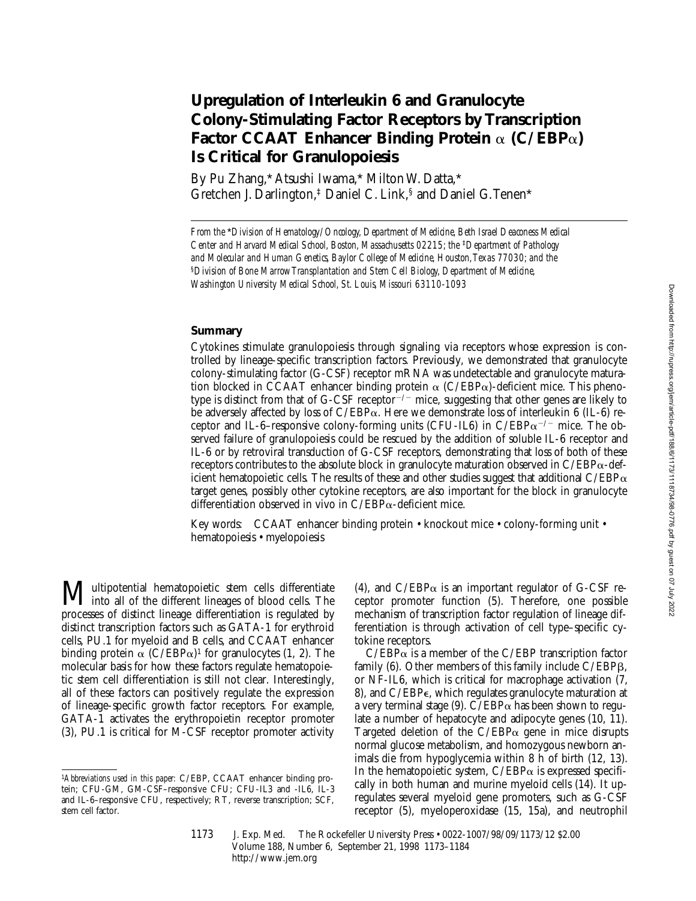# Upregulation of Interleukin 6 and Granulocyte Colony-Stimulating Factor Receptors by Transcription Factor CCAAT Enhancer Binding Protein α (C/EBPα) Is Critical for Granulopoiesis

By Pu Zhang,* Atsushi Iwama,* Milton W. Datta,* Gretchen J. Darlington,[‡] Daniel C. Link,[§] and Daniel G. Tenen*

*From the \*Division of Hematology/Oncology, Department of Medicine, Beth Israel Deaconess Medical Center and Harvard Medical School, Boston, Massachusetts 02215; the [‡]Department of Pathology and Molecular and Human Genetics, Baylor College of Medicine, Houston, Texas 77030; and the [§]Division of Bone Marrow Transplantation and Stem Cell Biology, Department of Medicine, Washington University Medical School, St. Louis, Missouri 63110-1093*

## Summary

Cytokines stimulate granulopoiesis through signaling via receptors whose expression is controlled by lineage-specific transcription factors. Previously, we demonstrated that granulocyte colony-stimulating factor (G-CSF) receptor mRNA was undetectable and granulocyte maturation blocked in CCAAT enhancer binding protein α (C/EBPα)-deficient mice. This phenotype is distinct from that of G-CSF receptor$^{-/-}$ mice, suggesting that other genes are likely to be adversely affected by loss of C/EBPα. Here we demonstrate loss of interleukin 6 (IL-6) receptor and IL-6–responsive colony-forming units (CFU-IL6) in C/EBPα$^{-/-}$ mice. The observed failure of granulopoiesis could be rescued by the addition of soluble IL-6 receptor and IL-6 or by retroviral transduction of G-CSF receptors, demonstrating that loss of both of these receptors contributes to the absolute block in granulocyte maturation observed in C/EBPα-deficient hematopoietic cells. The results of these and other studies suggest that additional C/EBPα target genes, possibly other cytokine receptors, are also important for the block in granulocyte differentiation observed in vivo in C/EBPα-deficient mice.

Key words: CCAAT enhancer binding protein • knockout mice • colony-forming unit • hematopoiesis • myelopoiesis

Multipotential hematopoietic stem cells differentiate into all of the different lineages of blood cells. The processes of distinct lineage differentiation is regulated by distinct transcription factors such as GATA-1 for erythroid cells, PU.1 for myeloid and B cells, and CCAAT enhancer binding protein α (C/EBPα)[1] for granulocytes (1, 2). The molecular basis for how these factors regulate hematopoietic stem cell differentiation is still not clear. Interestingly, all of these factors can positively regulate the expression of lineage-specific growth factor receptors. For example, GATA-1 activates the erythropoietin receptor promoter (3), PU.1 is critical for M-CSF receptor promoter activity (4), and C/EBPα is an important regulator of G-CSF receptor promoter function (5). Therefore, one possible mechanism of transcription factor regulation of lineage differentiation is through activation of cell type–specific cytokine receptors.

C/EBPα is a member of the C/EBP transcription factor family (6). Other members of this family include C/EBPβ, or NF-IL6, which is critical for macrophage activation (7, 8), and C/EBPε, which regulates granulocyte maturation at a very terminal stage (9). C/EBPα has been shown to regulate a number of hepatocyte and adipocyte genes (10, 11). Targeted deletion of the C/EBPα gene in mice disrupts normal glucose metabolism, and homozygous newborn animals die from hypoglycemia within 8 h of birth (12, 13). In the hematopoietic system, C/EBPα is expressed specifically in both human and murine myeloid cells (14). It upregulates several myeloid gene promoters, such as G-CSF receptor (5), myeloperoxidase (15, 15a), and neutrophil

[1]*Abbreviations used in this paper:* C/EBP, CCAAT enhancer binding protein; CFU-GM, GM-CSF–responsive CFU; CFU-IL3 and -IL6, IL-3 and IL-6–responsive CFU, respectively; RT, reverse transcription; SCF, stem cell factor.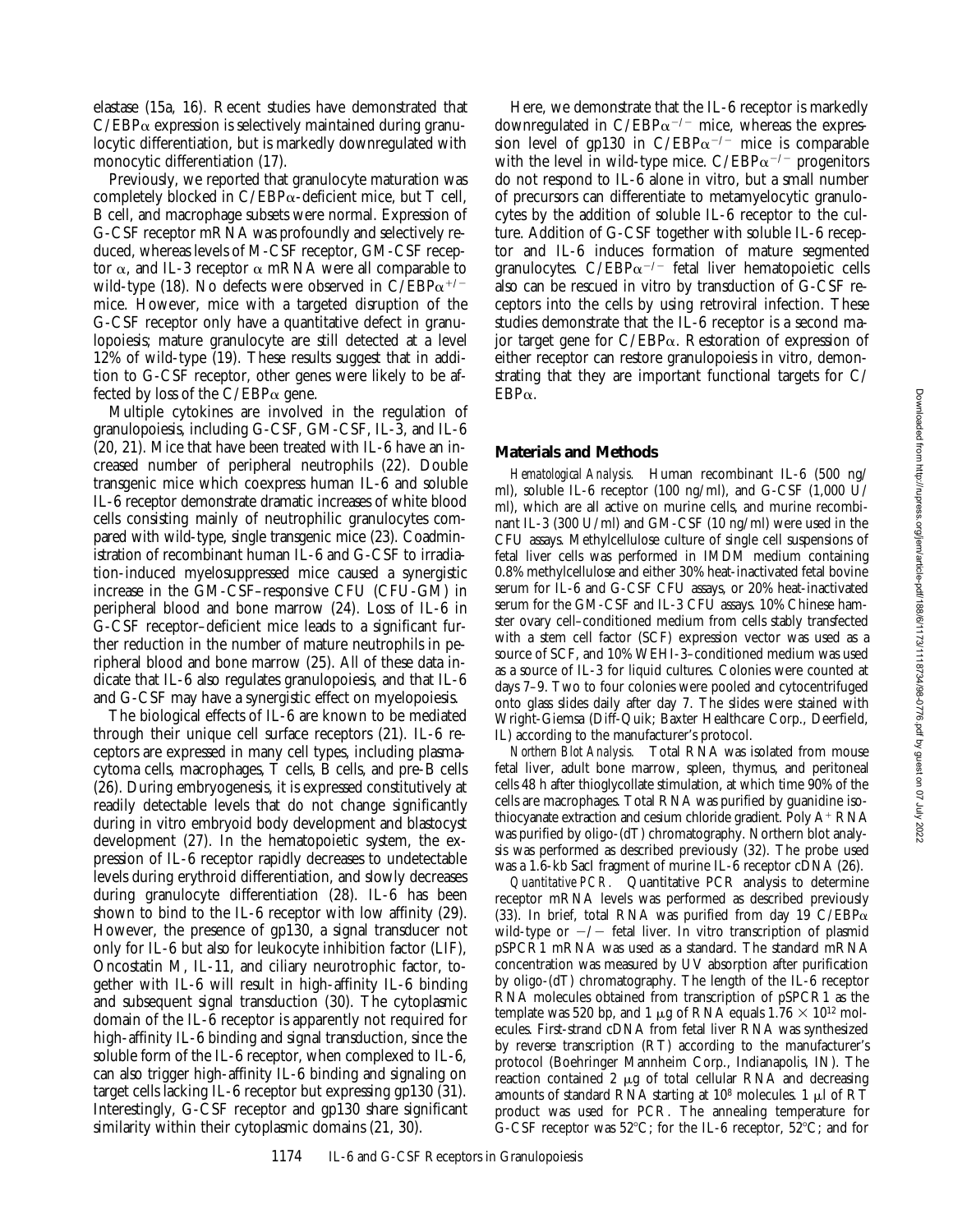elastase (15a, 16). Recent studies have demonstrated that C/EBPα expression is selectively maintained during granulocytic differentiation, but is markedly downregulated with monocytic differentiation (17).

Previously, we reported that granulocyte maturation was completely blocked in C/EBPα-deficient mice, but T cell, B cell, and macrophage subsets were normal. Expression of G-CSF receptor mRNA was profoundly and selectively reduced, whereas levels of M-CSF receptor, GM-CSF receptor α, and IL-3 receptor α mRNA were all comparable to wild-type (18). No defects were observed in C/EBPα$^{+/-}$ mice. However, mice with a targeted disruption of the G-CSF receptor only have a quantitative defect in granulopoiesis; mature granulocyte are still detected at a level 12% of wild-type (19). These results suggest that in addition to G-CSF receptor, other genes were likely to be affected by loss of the C/EBPα gene.

Multiple cytokines are involved in the regulation of granulopoiesis, including G-CSF, GM-CSF, IL-3, and IL-6 (20, 21). Mice that have been treated with IL-6 have an increased number of peripheral neutrophils (22). Double transgenic mice which coexpress human IL-6 and soluble IL-6 receptor demonstrate dramatic increases of white blood cells consisting mainly of neutrophilic granulocytes compared with wild-type, single transgenic mice (23). Coadministration of recombinant human IL-6 and G-CSF to irradiation-induced myelosuppressed mice caused a synergistic increase in the GM-CSF–responsive CFU (CFU-GM) in peripheral blood and bone marrow (24). Loss of IL-6 in G-CSF receptor–deficient mice leads to a significant further reduction in the number of mature neutrophils in peripheral blood and bone marrow (25). All of these data indicate that IL-6 also regulates granulopoiesis, and that IL-6 and G-CSF may have a synergistic effect on myelopoiesis.

The biological effects of IL-6 are known to be mediated through their unique cell surface receptors (21). IL-6 receptors are expressed in many cell types, including plasmacytoma cells, macrophages, T cells, B cells, and pre-B cells (26). During embryogenesis, it is expressed constitutively at readily detectable levels that do not change significantly during in vitro embryoid body development and blastocyst development (27). In the hematopoietic system, the expression of IL-6 receptor rapidly decreases to undetectable levels during erythroid differentiation, and slowly decreases during granulocyte differentiation (28). IL-6 has been shown to bind to the IL-6 receptor with low affinity (29). However, the presence of gp130, a signal transducer not only for IL-6 but also for leukocyte inhibition factor (LIF), Oncostatin M, IL-11, and ciliary neurotrophic factor, together with IL-6 will result in high-affinity IL-6 binding and subsequent signal transduction (30). The cytoplasmic domain of the IL-6 receptor is apparently not required for high-affinity IL-6 binding and signal transduction, since the soluble form of the IL-6 receptor, when complexed to IL-6, can also trigger high-affinity IL-6 binding and signaling on target cells lacking IL-6 receptor but expressing gp130 (31). Interestingly, G-CSF receptor and gp130 share significant similarity within their cytoplasmic domains (21, 30).

Here, we demonstrate that the IL-6 receptor is markedly downregulated in C/EBPα$^{-/-}$ mice, whereas the expression level of gp130 in C/EBPα$^{-/-}$ mice is comparable with the level in wild-type mice. C/EBPα$^{-/-}$ progenitors do not respond to IL-6 alone in vitro, but a small number of precursors can differentiate to metamyelocytic granulocytes by the addition of soluble IL-6 receptor to the culture. Addition of G-CSF together with soluble IL-6 receptor and IL-6 induces formation of mature segmented granulocytes. C/EBPα$^{-/-}$ fetal liver hematopoietic cells also can be rescued in vitro by transduction of G-CSF receptors into the cells by using retroviral infection. These studies demonstrate that the IL-6 receptor is a second major target gene for C/EBPα. Restoration of expression of either receptor can restore granulopoiesis in vitro, demonstrating that they are important functional targets for C/EBPα.

## Materials and Methods

*Hematological Analysis.* Human recombinant IL-6 (500 ng/ml), soluble IL-6 receptor (100 ng/ml), and G-CSF (1,000 U/ml), which are all active on murine cells, and murine recombinant IL-3 (300 U/ml) and GM-CSF (10 ng/ml) were used in the CFU assays. Methylcellulose culture of single cell suspensions of fetal liver cells was performed in IMDM medium containing 0.8% methylcellulose and either 30% heat-inactivated fetal bovine serum for IL-6 and G-CSF CFU assays, or 20% heat-inactivated serum for the GM-CSF and IL-3 CFU assays. 10% Chinese hamster ovary cell–conditioned medium from cells stably transfected with a stem cell factor (SCF) expression vector was used as a source of SCF, and 10% WEHI-3–conditioned medium was used as a source of IL-3 for liquid cultures. Colonies were counted at days 7–9. Two to four colonies were pooled and cytocentrifuged onto glass slides daily after day 7. The slides were stained with Wright-Giemsa (Diff-Quik; Baxter Healthcare Corp., Deerfield, IL) according to the manufacturer's protocol.

*Northern Blot Analysis.* Total RNA was isolated from mouse fetal liver, adult bone marrow, spleen, thymus, and peritoneal cells 48 h after thioglycollate stimulation, at which time 90% of the cells are macrophages. Total RNA was purified by guanidine isothiocyanate extraction and cesium chloride gradient. Poly A$^+$ RNA was purified by oligo-(dT) chromatography. Northern blot analysis was performed as described previously (32). The probe used was a 1.6-kb SacI fragment of murine IL-6 receptor cDNA (26).

*Quantitative PCR.* Quantitative PCR analysis to determine receptor mRNA levels was performed as described previously (33). In brief, total RNA was purified from day 19 C/EBPα wild-type or −/− fetal liver. In vitro transcription of plasmid pSPCR1 mRNA was used as a standard. The standard mRNA concentration was measured by UV absorption after purification by oligo-(dT) chromatography. The length of the IL-6 receptor RNA molecules obtained from transcription of pSPCR1 as the template was 520 bp, and 1 μg of RNA equals $1.76 \times 10^{12}$ molecules. First-strand cDNA from fetal liver RNA was synthesized by reverse transcription (RT) according to the manufacturer's protocol (Boehringer Mannheim Corp., Indianapolis, IN). The reaction contained 2 μg of total cellular RNA and decreasing amounts of standard RNA starting at $10^8$ molecules. 1 μl of RT product was used for PCR. The annealing temperature for G-CSF receptor was 52°C; for the IL-6 receptor, 52°C; and for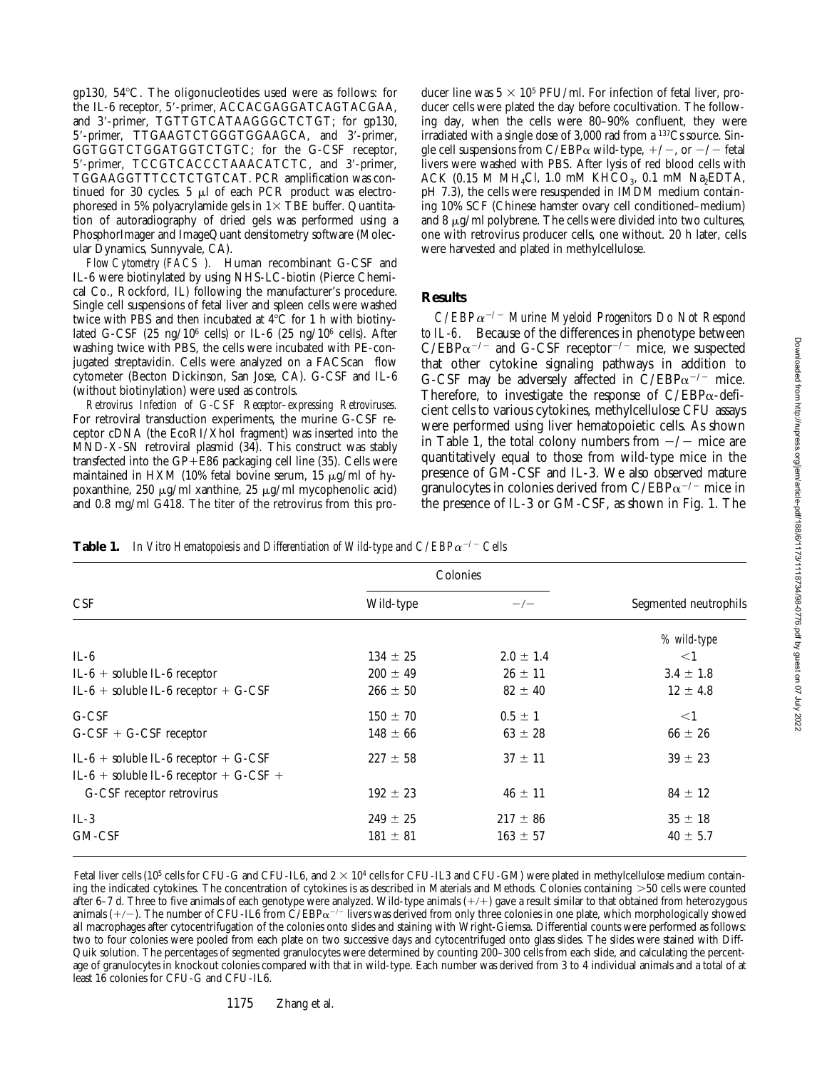gp130, 54°C. The oligonucleotides used were as follows: for the IL-6 receptor, 5′-primer, ACCACGAGGATCAGTACGAA, and 3′-primer, TGTTGTCATAAGGGCTCTGT; for gp130, 5′-primer, TTGAAGTCTGGGTGGAAGCA, and 3′-primer, GGTGGTCTGGATGGTCTGTC; for the G-CSF receptor, 5′-primer, TCCGTCACCCTAAACATCTC, and 3′-primer, TGGAAGGTTTCCTCTGTCAT. PCR amplification was continued for 30 cycles. 5 μl of each PCR product was electrophoresed in 5% polyacrylamide gels in 1× TBE buffer. Quantitation of autoradiography of dried gels was performed using a PhosphorImager and ImageQuant densitometry software (Molecular Dynamics, Sunnyvale, CA).

*Flow Cytometry (FACS®).* Human recombinant G-CSF and IL-6 were biotinylated by using NHS-LC-biotin (Pierce Chemical Co., Rockford, IL) following the manufacturer's procedure. Single cell suspensions of fetal liver and spleen cells were washed twice with PBS and then incubated at 4°C for 1 h with biotinylated G-CSF (25 ng/$10^6$ cells) or IL-6 (25 ng/$10^6$ cells). After washing twice with PBS, the cells were incubated with PE-conjugated streptavidin. Cells were analyzed on a FACScan® flow cytometer (Becton Dickinson, San Jose, CA). G-CSF and IL-6 (without biotinylation) were used as controls.

*Retrovirus Infection of G-CSF Receptor–expressing Retroviruses.* For retroviral transduction experiments, the murine G-CSF receptor cDNA (the EcoRI/XhoI fragment) was inserted into the MND-X-SN retroviral plasmid (34). This construct was stably transfected into the GP+E86 packaging cell line (35). Cells were maintained in HXM (10% fetal bovine serum, 15 μg/ml of hypoxanthine, 250 μg/ml xanthine, 25 μg/ml mycophenolic acid) and 0.8 mg/ml G418. The titer of the retrovirus from this producer line was $5 \times 10^5$ PFU/ml. For infection of fetal liver, producer cells were plated the day before cocultivation. The following day, when the cells were 80–90% confluent, they were irradiated with a single dose of 3,000 rad from a $^{137}Cs$ source. Single cell suspensions from C/EBPα wild-type, +/−, or −/− fetal livers were washed with PBS. After lysis of red blood cells with ACK (0.15 M $MH_4Cl$, 1.0 mM $KHCO_3$, 0.1 mM $Na_2EDTA$, pH 7.3), the cells were resuspended in IMDM medium containing 10% SCF (Chinese hamster ovary cell conditioned–medium) and 8 μg/ml polybrene. The cells were divided into two cultures, one with retrovirus producer cells, one without. 20 h later, cells were harvested and plated in methylcellulose.

## Results

*C/EBPα$^{-/-}$ Murine Myeloid Progenitors Do Not Respond to IL-6.* Because of the differences in phenotype between C/EBPα$^{-/-}$ and G-CSF receptor$^{-/-}$ mice, we suspected that other cytokine signaling pathways in addition to G-CSF may be adversely affected in C/EBPα$^{-/-}$ mice. Therefore, to investigate the response of C/EBPα-deficient cells to various cytokines, methylcellulose CFU assays were performed using liver hematopoietic cells. As shown in Table 1, the total colony numbers from −/− mice are quantitatively equal to those from wild-type mice in the presence of GM-CSF and IL-3. We also observed mature granulocytes in colonies derived from C/EBPα$^{-/-}$ mice in the presence of IL-3 or GM-CSF, as shown in Fig. 1. The

**Table 1.** *In Vitro Hematopoiesis and Differentiation of Wild-type and C/EBPα$^{-/-}$ Cells*

| CSF | Colonies | | Segmented neutrophils |
|---|---|---|---|
| | Wild-type | −/− | |
| | | | *% wild-type* |
| IL-6 | 134 ± 25 | 2.0 ± 1.4 | <1 |
| IL-6 + soluble IL-6 receptor | 200 ± 49 | 26 ± 11 | 3.4 ± 1.8 |
| IL-6 + soluble IL-6 receptor + G-CSF | 266 ± 50 | 82 ± 40 | 12 ± 4.8 |
| G-CSF | 150 ± 70 | 0.5 ± 1 | <1 |
| G-CSF + G-CSF receptor | 148 ± 66 | 63 ± 28 | 66 ± 26 |
| IL-6 + soluble IL-6 receptor + G-CSF | 227 ± 58 | 37 ± 11 | 39 ± 23 |
| IL-6 + soluble IL-6 receptor + G-CSF + G-CSF receptor retrovirus | 192 ± 23 | 46 ± 11 | 84 ± 12 |
| IL-3 | 249 ± 25 | 217 ± 86 | 35 ± 18 |
| GM-CSF | 181 ± 81 | 163 ± 57 | 40 ± 5.7 |

Fetal liver cells ($10^5$ cells for CFU-G and CFU-IL6, and $2 \times 10^4$ cells for CFU-IL3 and CFU-GM) were plated in methylcellulose medium containing the indicated cytokines. The concentration of cytokines is as described in Materials and Methods. Colonies containing >50 cells were counted after 6–7 d. Three to five animals of each genotype were analyzed. Wild-type animals (+/+) gave a result similar to that obtained from heterozygous animals (+/−). The number of CFU-IL6 from C/EBPα$^{-/-}$ livers was derived from only three colonies in one plate, which morphologically showed all macrophages after cytocentrifugation of the colonies onto slides and staining with Wright-Giemsa. Differential counts were performed as follows: two to four colonies were pooled from each plate on two successive days and cytocentrifuged onto glass slides. The slides were stained with Diff-Quik solution. The percentages of segmented granulocytes were determined by counting 200–300 cells from each slide, and calculating the percentage of granulocytes in knockout colonies compared with that in wild-type. Each number was derived from 3 to 4 individual animals and a total of at least 16 colonies for CFU-G and CFU-IL6.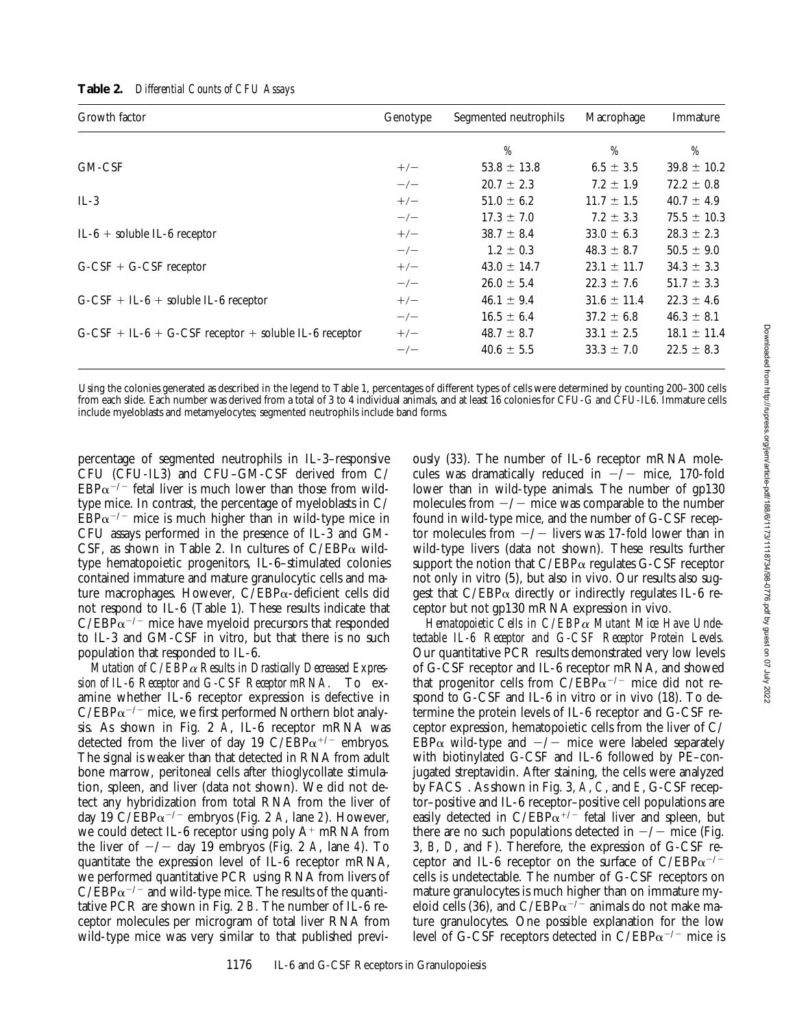**Table 2.** *Differential Counts of CFU Assays*

| Growth factor | Genotype | Segmented neutrophils | Macrophage | Immature |
|---|---|---|---|---|
| | | % | % | % |
| GM-CSF | +/− | 53.8 ± 13.8 | 6.5 ± 3.5 | 39.8 ± 10.2 |
| | −/− | 20.7 ± 2.3 | 7.2 ± 1.9 | 72.2 ± 0.8 |
| IL-3 | +/− | 51.0 ± 6.2 | 11.7 ± 1.5 | 40.7 ± 4.9 |
| | −/− | 17.3 ± 7.0 | 7.2 ± 3.3 | 75.5 ± 10.3 |
| IL-6 + soluble IL-6 receptor | +/− | 38.7 ± 8.4 | 33.0 ± 6.3 | 28.3 ± 2.3 |
| | −/− | 1.2 ± 0.3 | 48.3 ± 8.7 | 50.5 ± 9.0 |
| G-CSF + G-CSF receptor | +/− | 43.0 ± 14.7 | 23.1 ± 11.7 | 34.3 ± 3.3 |
| | −/− | 26.0 ± 5.4 | 22.3 ± 7.6 | 51.7 ± 3.3 |
| G-CSF + IL-6 + soluble IL-6 receptor | +/− | 46.1 ± 9.4 | 31.6 ± 11.4 | 22.3 ± 4.6 |
| | −/− | 16.5 ± 6.4 | 37.2 ± 6.8 | 46.3 ± 8.1 |
| G-CSF + IL-6 + G-CSF receptor + soluble IL-6 receptor | +/− | 48.7 ± 8.7 | 33.1 ± 2.5 | 18.1 ± 11.4 |
| | −/− | 40.6 ± 5.5 | 33.3 ± 7.0 | 22.5 ± 8.3 |

Using the colonies generated as described in the legend to Table 1, percentages of different types of cells were determined by counting 200–300 cells from each slide. Each number was derived from a total of 3 to 4 individual animals, and at least 16 colonies for CFU-G and CFU-IL6. Immature cells include myeloblasts and metamyelocytes; segmented neutrophils include band forms.

percentage of segmented neutrophils in IL-3–responsive CFU (CFU-IL3) and CFU–GM-CSF derived from C/EBP$\alpha^{-/-}$ fetal liver is much lower than those from wild-type mice. In contrast, the percentage of myeloblasts in C/EBP$\alpha^{-/-}$ mice is much higher than in wild-type mice in CFU assays performed in the presence of IL-3 and GM-CSF, as shown in Table 2. In cultures of C/EBP$\alpha$ wild-type hematopoietic progenitors, IL-6–stimulated colonies contained immature and mature granulocytic cells and mature macrophages. However, C/EBP$\alpha$-deficient cells did not respond to IL-6 (Table 1). These results indicate that C/EBP$\alpha^{-/-}$ mice have myeloid precursors that responded to IL-3 and GM-CSF in vitro, but that there is no such population that responded to IL-6.

*Mutation of C/EBP$\alpha$ Results in Drastically Decreased Expression of IL-6 Receptor and G-CSF Receptor mRNA.* To examine whether IL-6 receptor expression is defective in C/EBP$\alpha^{-/-}$ mice, we first performed Northern blot analysis. As shown in Fig. 2 *A*, IL-6 receptor mRNA was detected from the liver of day 19 C/EBP$\alpha^{+/-}$ embryos. The signal is weaker than that detected in RNA from adult bone marrow, peritoneal cells after thioglycollate stimulation, spleen, and liver (data not shown). We did not detect any hybridization from total RNA from the liver of day 19 C/EBP$\alpha^{-/-}$ embryos (Fig. 2 *A*, lane *2*). However, we could detect IL-6 receptor using poly $A^+$ mRNA from the liver of −/− day 19 embryos (Fig. 2 *A*, lane *4*). To quantitate the expression level of IL-6 receptor mRNA, we performed quantitative PCR using RNA from livers of C/EBP$\alpha^{-/-}$ and wild-type mice. The results of the quantitative PCR are shown in Fig. 2 *B*. The number of IL-6 receptor molecules per microgram of total liver RNA from wild-type mice was very similar to that published previously (33). The number of IL-6 receptor mRNA molecules was dramatically reduced in −/− mice, 170-fold lower than in wild-type animals. The number of gp130 molecules from −/− mice was comparable to the number found in wild-type mice, and the number of G-CSF receptor molecules from −/− livers was 17-fold lower than in wild-type livers (data not shown). These results further support the notion that C/EBP$\alpha$ regulates G-CSF receptor not only in vitro (5), but also in vivo. Our results also suggest that C/EBP$\alpha$ directly or indirectly regulates IL-6 receptor but not gp130 mRNA expression in vivo.

*Hematopoietic Cells in C/EBP$\alpha$ Mutant Mice Have Undetectable IL-6 Receptor and G-CSF Receptor Protein Levels.* Our quantitative PCR results demonstrated very low levels of G-CSF receptor and IL-6 receptor mRNA, and showed that progenitor cells from C/EBP$\alpha^{-/-}$ mice did not respond to G-CSF and IL-6 in vitro or in vivo (18). To determine the protein levels of IL-6 receptor and G-CSF receptor expression, hematopoietic cells from the liver of C/EBP$\alpha$ wild-type and −/− mice were labeled separately with biotinylated G-CSF and IL-6 followed by PE–conjugated streptavidin. After staining, the cells were analyzed by FACS®. As shown in Fig. 3, *A*, *C*, and *E*, G-CSF receptor–positive and IL-6 receptor–positive cell populations are easily detected in C/EBP$\alpha^{+/-}$ fetal liver and spleen, but there are no such populations detected in −/− mice (Fig. 3, *B*, *D*, and *F*). Therefore, the expression of G-CSF receptor and IL-6 receptor on the surface of C/EBP$\alpha^{-/-}$ cells is undetectable. The number of G-CSF receptors on mature granulocytes is much higher than on immature myeloid cells (36), and C/EBP$\alpha^{-/-}$ animals do not make mature granulocytes. One possible explanation for the low level of G-CSF receptors detected in C/EBP$\alpha^{-/-}$ mice is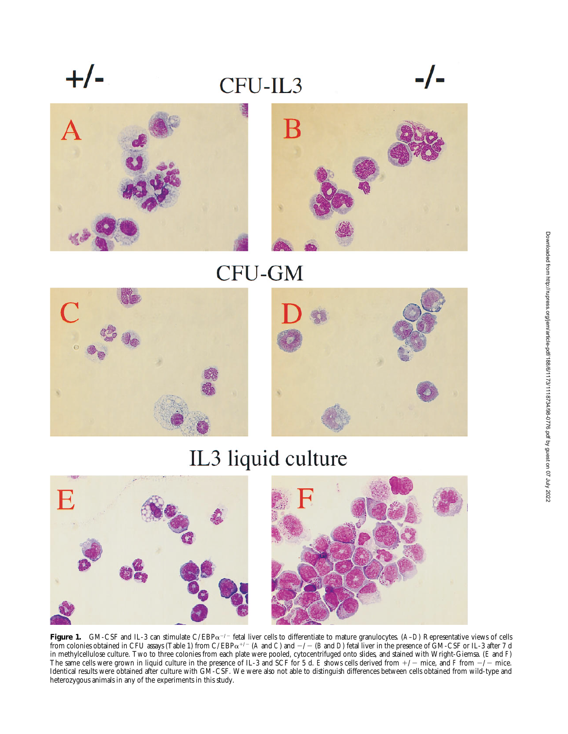**Figure 1.** GM-CSF and IL-3 can stimulate C/EBP$\alpha^{-/-}$ fetal liver cells to differentiate to mature granulocytes. (*A–D*) Representative views of cells from colonies obtained in CFU assays (Table 1) from C/EBP$\alpha^{+/-}$ (*A* and *C*) and $-/-$ (*B* and *D*) fetal liver in the presence of GM-CSF or IL-3 after 7 d in methylcellulose culture. Two to three colonies from each plate were pooled, cytocentrifuged onto slides, and stained with Wright-Giemsa. (*E* and *F*) The same cells were grown in liquid culture in the presence of IL-3 and SCF for 5 d. *E* shows cells derived from $+/-$ mice, and *F* from $-/-$ mice. Identical results were obtained after culture with GM-CSF. We were also not able to distinguish differences between cells obtained from wild-type and heterozygous animals in any of the experiments in this study.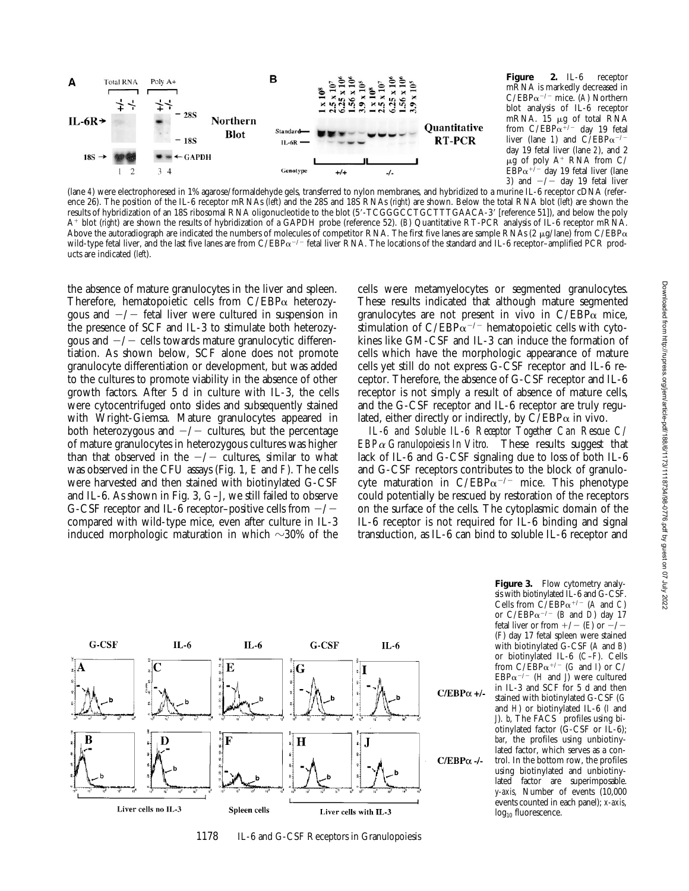**Figure 2.** IL-6 receptor mRNA is markedly decreased in C/EBP$\alpha^{-/-}$ mice. (*A*) Northern blot analysis of IL-6 receptor mRNA. 15 μg of total RNA from C/EBP$\alpha^{+/-}$ day 19 fetal liver (lane *1*) and C/EBP$\alpha^{-/-}$ day 19 fetal liver (lane *2*), and 2 μg of poly A$^+$ RNA from C/EBP$\alpha^{+/-}$ day 19 fetal liver (lane *3*) and $-/-$ day 19 fetal liver (lane *4*) were electrophoresed in 1% agarose/formaldehyde gels, transferred to nylon membranes, and hybridized to a murine IL-6 receptor cDNA (reference 26). The position of the IL-6 receptor mRNAs (*left*) and the 28S and 18S RNAs (*right*) are shown. Below the total RNA blot (*left*) are shown the results of hybridization of an 18S ribosomal RNA oligonucleotide to the blot (5′-TCGGGCCTGCTTTGAACA-3′ [reference 51]), and below the poly A$^+$ blot (*right*) are shown the results of hybridization of a GAPDH probe (reference 52). (*B*) Quantitative RT-PCR analysis of IL-6 receptor mRNA. Above the autoradiograph are indicated the numbers of molecules of competitor RNA. The first five lanes are sample RNAs (2 μg/lane) from C/EBP$\alpha$ wild-type fetal liver, and the last five lanes are from C/EBP$\alpha^{-/-}$ fetal liver RNA. The locations of the standard and IL-6 receptor–amplified PCR products are indicated (*left*).

the absence of mature granulocytes in the liver and spleen. Therefore, hematopoietic cells from C/EBP$\alpha$ heterozygous and $-/-$ fetal liver were cultured in suspension in the presence of SCF and IL-3 to stimulate both heterozygous and $-/-$ cells towards mature granulocytic differentiation. As shown below, SCF alone does not promote granulocyte differentiation or development, but was added to the cultures to promote viability in the absence of other growth factors. After 5 d in culture with IL-3, the cells were cytocentrifuged onto slides and subsequently stained with Wright-Giemsa. Mature granulocytes appeared in both heterozygous and $-/-$ cultures, but the percentage of mature granulocytes in heterozygous cultures was higher than that observed in the $-/-$ cultures, similar to what was observed in the CFU assays (Fig. 1, *E* and *F*). The cells were harvested and then stained with biotinylated G-CSF and IL-6. As shown in Fig. 3, *G–J*, we still failed to observe G-CSF receptor and IL-6 receptor–positive cells from $-/-$ compared with wild-type mice, even after culture in IL-3 induced morphologic maturation in which ~30% of the cells were metamyelocytes or segmented granulocytes. These results indicated that although mature segmented granulocytes are not present in vivo in C/EBP$\alpha$ mice, stimulation of C/EBP$\alpha^{-/-}$ hematopoietic cells with cytokines like GM-CSF and IL-3 can induce the formation of cells which have the morphologic appearance of mature cells yet still do not express G-CSF receptor and IL-6 receptor. Therefore, the absence of G-CSF receptor and IL-6 receptor is not simply a result of absence of mature cells, and the G-CSF receptor and IL-6 receptor are truly regulated, either directly or indirectly, by C/EBP$\alpha$ in vivo.

*IL-6 and Soluble IL-6 Receptor Together Can Rescue C/EBP$\alpha$ Granulopoiesis In Vitro.* These results suggest that lack of IL-6 and G-CSF signaling due to loss of both IL-6 and G-CSF receptors contributes to the block of granulocyte maturation in C/EBP$\alpha^{-/-}$ mice. This phenotype could potentially be rescued by restoration of the receptors on the surface of the cells. The cytoplasmic domain of the IL-6 receptor is not required for IL-6 binding and signal transduction, as IL-6 can bind to soluble IL-6 receptor and

**Figure 3.** Flow cytometry analysis with biotinylated IL-6 and G-CSF. Cells from C/EBP$\alpha^{+/-}$ (*A* and *C*) or C/EBP$\alpha^{-/-}$ (*B* and *D*) day 17 fetal liver or from $+/-$ (*E*) or $-/-$ (*F*) day 17 fetal spleen were stained with biotinylated G-CSF (*A* and *B*) or biotinylated IL-6 (*C–F*). Cells from C/EBP$\alpha^{+/-}$ (*G* and *I*) or C/EBP$\alpha^{-/-}$ (*H* and *J*) were cultured in IL-3 and SCF for 5 d and then stained with biotinylated G-CSF (*G* and *H*) or biotinylated IL-6 (*I* and *J*). *b*, The FACS® profiles using biotinylated factor (G-CSF or IL-6); *bar*, the profiles using unbiotinylated factor, which serves as a control. In the bottom row, the profiles using biotinylated and unbiotinylated factor are superimposable. *y-axis*, Number of events (10,000 events counted in each panel); *x-axis*, $\log_{10}$ fluorescence.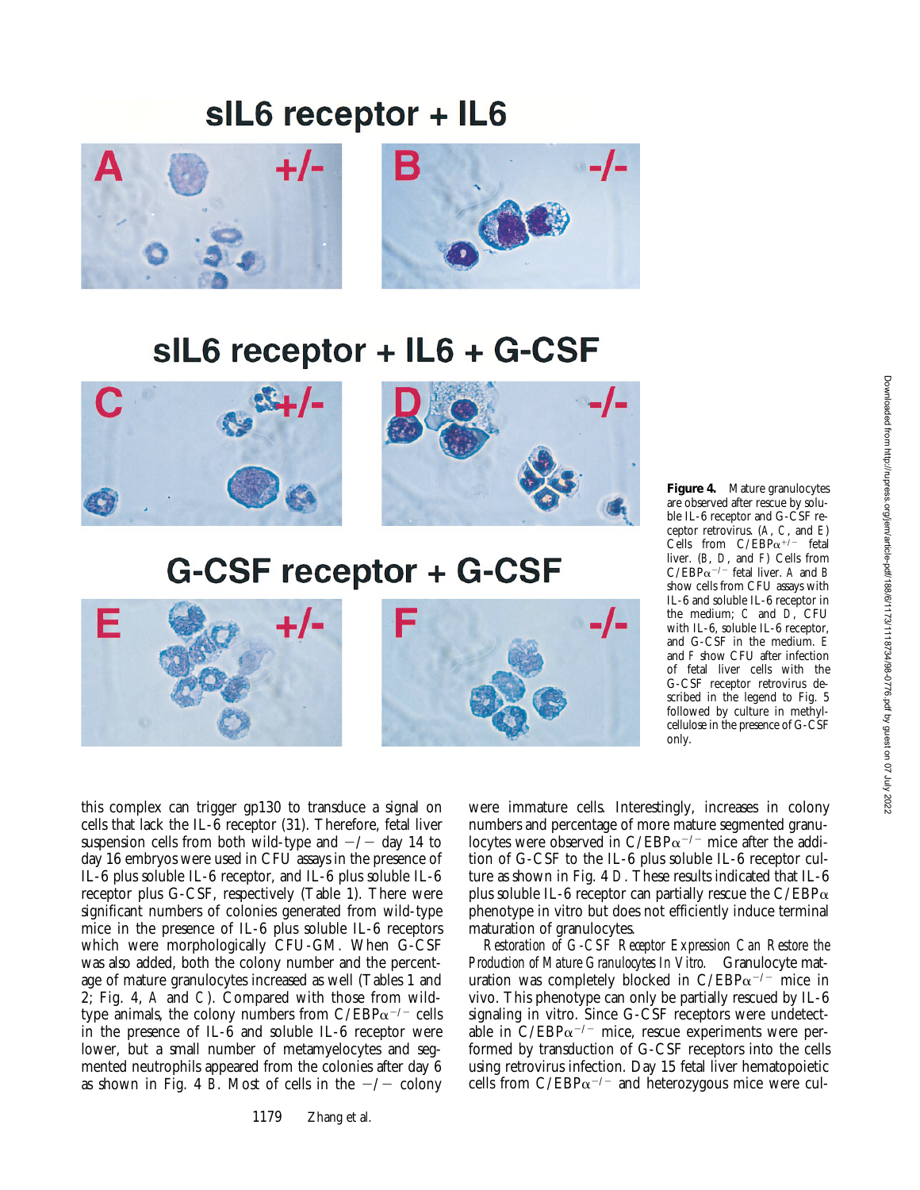**Figure 4.** Mature granulocytes are observed after rescue by soluble IL-6 receptor and G-CSF receptor retrovirus. (*A*, *C*, and *E*) Cells from C/EBP$\alpha^{+/-}$ fetal liver. (*B*, *D*, and *F*) Cells from C/EBP$\alpha^{-/-}$ fetal liver. *A* and *B* show cells from CFU assays with IL-6 and soluble IL-6 receptor in the medium; *C* and *D*, CFU with IL-6, soluble IL-6 receptor, and G-CSF in the medium. *E* and *F* show CFU after infection of fetal liver cells with the G-CSF receptor retrovirus described in the legend to Fig. 5 followed by culture in methylcellulose in the presence of G-CSF only.

this complex can trigger gp130 to transduce a signal on cells that lack the IL-6 receptor (31). Therefore, fetal liver suspension cells from both wild-type and −/− day 14 to day 16 embryos were used in CFU assays in the presence of IL-6 plus soluble IL-6 receptor, and IL-6 plus soluble IL-6 receptor plus G-CSF, respectively (Table 1). There were significant numbers of colonies generated from wild-type mice in the presence of IL-6 plus soluble IL-6 receptors which were morphologically CFU-GM. When G-CSF was also added, both the colony number and the percentage of mature granulocytes increased as well (Tables 1 and 2; Fig. 4, *A* and *C*). Compared with those from wild-type animals, the colony numbers from C/EBP$\alpha^{-/-}$ cells in the presence of IL-6 and soluble IL-6 receptor were lower, but a small number of metamyelocytes and segmented neutrophils appeared from the colonies after day 6 as shown in Fig. 4 *B*. Most of cells in the −/− colony were immature cells. Interestingly, increases in colony numbers and percentage of more mature segmented granulocytes were observed in C/EBP$\alpha^{-/-}$ mice after the addition of G-CSF to the IL-6 plus soluble IL-6 receptor culture as shown in Fig. 4 *D*. These results indicated that IL-6 plus soluble IL-6 receptor can partially rescue the C/EBP$\alpha$ phenotype in vitro but does not efficiently induce terminal maturation of granulocytes.

*Restoration of G-CSF Receptor Expression Can Restore the Production of Mature Granulocytes In Vitro.* Granulocyte maturation was completely blocked in C/EBP$\alpha^{-/-}$ mice in vivo. This phenotype can only be partially rescued by IL-6 signaling in vitro. Since G-CSF receptors were undetectable in C/EBP$\alpha^{-/-}$ mice, rescue experiments were performed by transduction of G-CSF receptors into the cells using retrovirus infection. Day 15 fetal liver hematopoietic cells from C/EBP$\alpha^{-/-}$ and heterozygous mice were cul-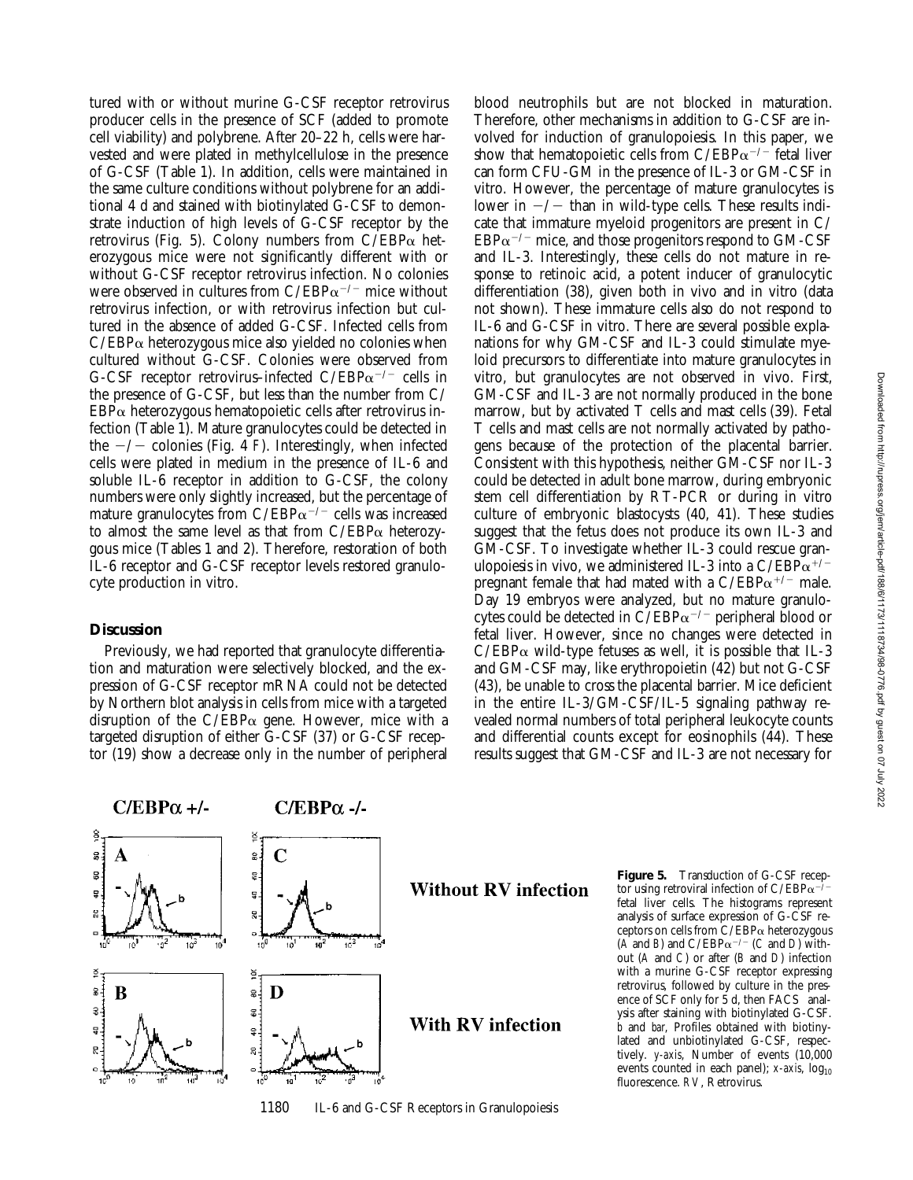tured with or without murine G-CSF receptor retrovirus producer cells in the presence of SCF (added to promote cell viability) and polybrene. After 20–22 h, cells were harvested and were plated in methylcellulose in the presence of G-CSF (Table 1). In addition, cells were maintained in the same culture conditions without polybrene for an additional 4 d and stained with biotinylated G-CSF to demonstrate induction of high levels of G-CSF receptor by the retrovirus (Fig. 5). Colony numbers from C/EBPα heterozygous mice were not significantly different with or without G-CSF receptor retrovirus infection. No colonies were observed in cultures from C/EBPα$^{-/-}$ mice without retrovirus infection, or with retrovirus infection but cultured in the absence of added G-CSF. Infected cells from C/EBPα heterozygous mice also yielded no colonies when cultured without G-CSF. Colonies were observed from G-CSF receptor retrovirus–infected C/EBPα$^{-/-}$ cells in the presence of G-CSF, but less than the number from C/EBPα heterozygous hematopoietic cells after retrovirus infection (Table 1). Mature granulocytes could be detected in the −/− colonies (Fig. 4 *F*). Interestingly, when infected cells were plated in medium in the presence of IL-6 and soluble IL-6 receptor in addition to G-CSF, the colony numbers were only slightly increased, but the percentage of mature granulocytes from C/EBPα$^{-/-}$ cells was increased to almost the same level as that from C/EBPα heterozygous mice (Tables 1 and 2). Therefore, restoration of both IL-6 receptor and G-CSF receptor levels restored granulocyte production in vitro.

## Discussion

Previously, we had reported that granulocyte differentiation and maturation were selectively blocked, and the expression of G-CSF receptor mRNA could not be detected by Northern blot analysis in cells from mice with a targeted disruption of the C/EBPα gene. However, mice with a targeted disruption of either G-CSF (37) or G-CSF receptor (19) show a decrease only in the number of peripheral blood neutrophils but are not blocked in maturation. Therefore, other mechanisms in addition to G-CSF are involved for induction of granulopoiesis. In this paper, we show that hematopoietic cells from C/EBPα$^{-/-}$ fetal liver can form CFU-GM in the presence of IL-3 or GM-CSF in vitro. However, the percentage of mature granulocytes is lower in −/− than in wild-type cells. These results indicate that immature myeloid progenitors are present in C/EBPα$^{-/-}$ mice, and those progenitors respond to GM-CSF and IL-3. Interestingly, these cells do not mature in response to retinoic acid, a potent inducer of granulocytic differentiation (38), given both in vivo and in vitro (data not shown). These immature cells also do not respond to IL-6 and G-CSF in vitro. There are several possible explanations for why GM-CSF and IL-3 could stimulate myeloid precursors to differentiate into mature granulocytes in vitro, but granulocytes are not observed in vivo. First, GM-CSF and IL-3 are not normally produced in the bone marrow, but by activated T cells and mast cells (39). Fetal T cells and mast cells are not normally activated by pathogens because of the protection of the placental barrier. Consistent with this hypothesis, neither GM-CSF nor IL-3 could be detected in adult bone marrow, during embryonic stem cell differentiation by RT-PCR or during in vitro culture of embryonic blastocysts (40, 41). These studies suggest that the fetus does not produce its own IL-3 and GM-CSF. To investigate whether IL-3 could rescue granulopoiesis in vivo, we administered IL-3 into a C/EBPα$^{+/-}$ pregnant female that had mated with a C/EBPα$^{+/-}$ male. Day 19 embryos were analyzed, but no mature granulocytes could be detected in C/EBPα$^{-/-}$ peripheral blood or fetal liver. However, since no changes were detected in C/EBPα wild-type fetuses as well, it is possible that IL-3 and GM-CSF may, like erythropoietin (42) but not G-CSF (43), be unable to cross the placental barrier. Mice deficient in the entire IL-3/GM-CSF/IL-5 signaling pathway revealed normal numbers of total peripheral leukocyte counts and differential counts except for eosinophils (44). These results suggest that GM-CSF and IL-3 are not necessary for

**Figure 5.** Transduction of G-CSF receptor using retroviral infection of C/EBPα$^{-/-}$ fetal liver cells. The histograms represent analysis of surface expression of G-CSF receptors on cells from C/EBPα heterozygous (*A* and *B*) and C/EBPα$^{-/-}$ (*C* and *D*) without (*A* and *C*) or after (*B* and *D*) infection with a murine G-CSF receptor expressing retrovirus, followed by culture in the presence of SCF only for 5 d, then FACS analysis after staining with biotinylated G-CSF. *b* and *bar*, Profiles obtained with biotinylated and unbiotinylated G-CSF, respectively. *y-axis*, Number of events (10,000 events counted in each panel); *x-axis*, $\log_{10}$ fluorescence. *RV*, Retrovirus.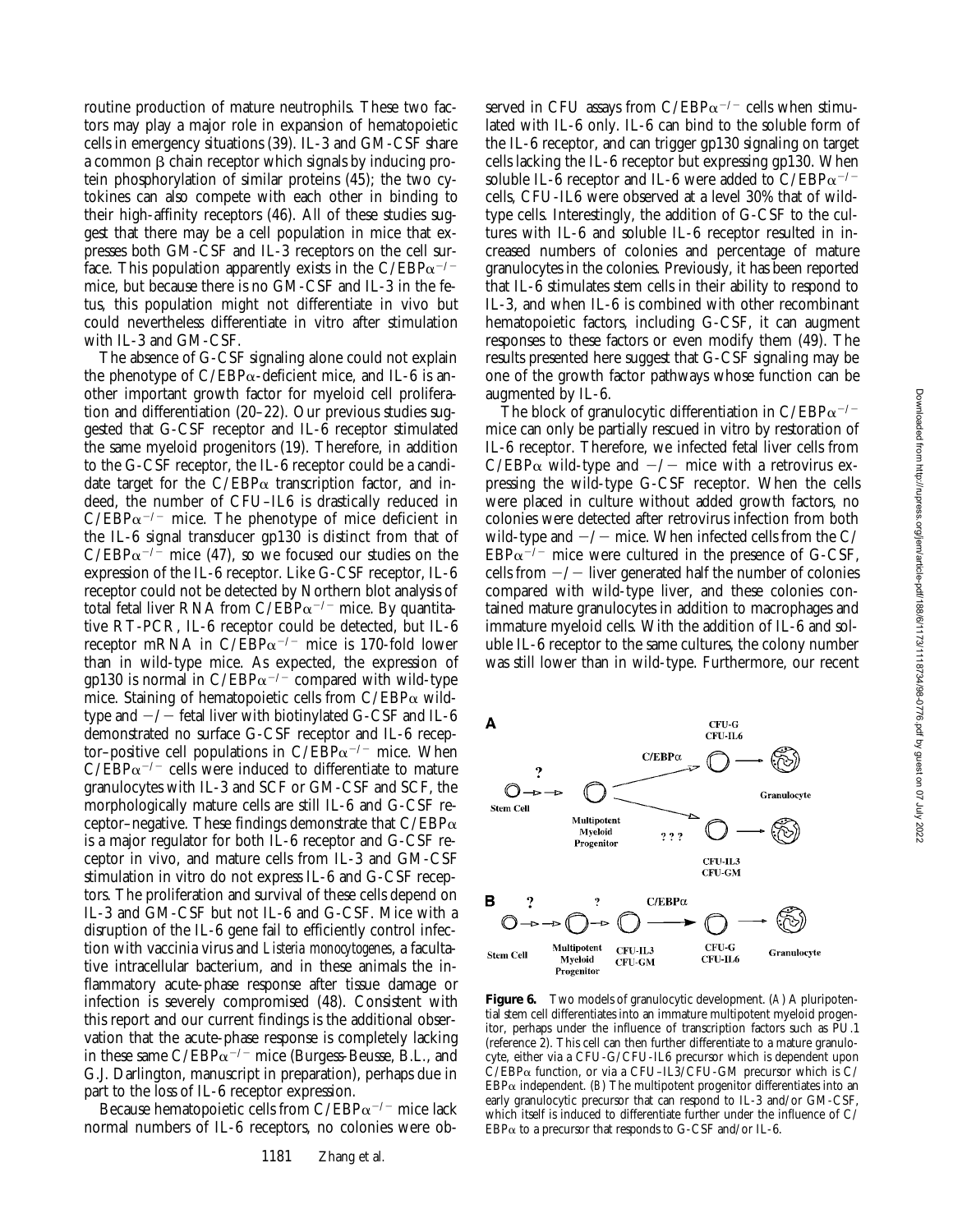routine production of mature neutrophils. These two factors may play a major role in expansion of hematopoietic cells in emergency situations (39). IL-3 and GM-CSF share a common β chain receptor which signals by inducing protein phosphorylation of similar proteins (45); the two cytokines can also compete with each other in binding to their high-affinity receptors (46). All of these studies suggest that there may be a cell population in mice that expresses both GM-CSF and IL-3 receptors on the cell surface. This population apparently exists in the C/EBPα$^{-/-}$ mice, but because there is no GM-CSF and IL-3 in the fetus, this population might not differentiate in vivo but could nevertheless differentiate in vitro after stimulation with IL-3 and GM-CSF.

The absence of G-CSF signaling alone could not explain the phenotype of C/EBPα-deficient mice, and IL-6 is another important growth factor for myeloid cell proliferation and differentiation (20–22). Our previous studies suggested that G-CSF receptor and IL-6 receptor stimulated the same myeloid progenitors (19). Therefore, in addition to the G-CSF receptor, the IL-6 receptor could be a candidate target for the C/EBPα transcription factor, and indeed, the number of CFU–IL6 is drastically reduced in C/EBPα$^{-/-}$ mice. The phenotype of mice deficient in the IL-6 signal transducer gp130 is distinct from that of C/EBPα$^{-/-}$ mice (47), so we focused our studies on the expression of the IL-6 receptor. Like G-CSF receptor, IL-6 receptor could not be detected by Northern blot analysis of total fetal liver RNA from C/EBPα$^{-/-}$ mice. By quantitative RT-PCR, IL-6 receptor could be detected, but IL-6 receptor mRNA in C/EBPα$^{-/-}$ mice is 170-fold lower than in wild-type mice. As expected, the expression of gp130 is normal in C/EBPα$^{-/-}$ compared with wild-type mice. Staining of hematopoietic cells from C/EBPα wild-type and −/− fetal liver with biotinylated G-CSF and IL-6 demonstrated no surface G-CSF receptor and IL-6 receptor–positive cell populations in C/EBPα$^{-/-}$ mice. When C/EBPα$^{-/-}$ cells were induced to differentiate to mature granulocytes with IL-3 and SCF or GM-CSF and SCF, the morphologically mature cells are still IL-6 and G-CSF receptor–negative. These findings demonstrate that C/EBPα is a major regulator for both IL-6 receptor and G-CSF receptor in vivo, and mature cells from IL-3 and GM-CSF stimulation in vitro do not express IL-6 and G-CSF receptors. The proliferation and survival of these cells depend on IL-3 and GM-CSF but not IL-6 and G-CSF. Mice with a disruption of the IL-6 gene fail to efficiently control infection with vaccinia virus and *Listeria monocytogenes*, a facultative intracellular bacterium, and in these animals the inflammatory acute-phase response after tissue damage or infection is severely compromised (48). Consistent with this report and our current findings is the additional observation that the acute-phase response is completely lacking in these same C/EBPα$^{-/-}$ mice (Burgess-Beusse, B.L., and G.J. Darlington, manuscript in preparation), perhaps due in part to the loss of IL-6 receptor expression.

Because hematopoietic cells from C/EBPα$^{-/-}$ mice lack normal numbers of IL-6 receptors, no colonies were observed in CFU assays from C/EBPα$^{-/-}$ cells when stimulated with IL-6 only. IL-6 can bind to the soluble form of the IL-6 receptor, and can trigger gp130 signaling on target cells lacking the IL-6 receptor but expressing gp130. When soluble IL-6 receptor and IL-6 were added to C/EBPα$^{-/-}$ cells, CFU-IL6 were observed at a level 30% that of wild-type cells. Interestingly, the addition of G-CSF to the cultures with IL-6 and soluble IL-6 receptor resulted in increased numbers of colonies and percentage of mature granulocytes in the colonies. Previously, it has been reported that IL-6 stimulates stem cells in their ability to respond to IL-3, and when IL-6 is combined with other recombinant hematopoietic factors, including G-CSF, it can augment responses to these factors or even modify them (49). The results presented here suggest that G-CSF signaling may be one of the growth factor pathways whose function can be augmented by IL-6.

The block of granulocytic differentiation in C/EBPα$^{-/-}$ mice can only be partially rescued in vitro by restoration of IL-6 receptor. Therefore, we infected fetal liver cells from C/EBPα wild-type and −/− mice with a retrovirus expressing the wild-type G-CSF receptor. When the cells were placed in culture without added growth factors, no colonies were detected after retrovirus infection from both wild-type and −/− mice. When infected cells from the C/EBPα$^{-/-}$ mice were cultured in the presence of G-CSF, cells from −/− liver generated half the number of colonies compared with wild-type liver, and these colonies contained mature granulocytes in addition to macrophages and immature myeloid cells. With the addition of IL-6 and soluble IL-6 receptor to the same cultures, the colony number was still lower than in wild-type. Furthermore, our recent

**Figure 6.** Two models of granulocytic development. (*A*) A pluripotential stem cell differentiates into an immature multipotent myeloid progenitor, perhaps under the influence of transcription factors such as PU.1 (reference 2). This cell can then further differentiate to a mature granulocyte, either via a CFU-G/CFU-IL6 precursor which is dependent upon C/EBPα function, or via a CFU–IL3/CFU-GM precursor which is C/EBPα independent. (*B*) The multipotent progenitor differentiates into an early granulocytic precursor that can respond to IL-3 and/or GM-CSF, which itself is induced to differentiate further under the influence of C/EBPα to a precursor that responds to G-CSF and/or IL-6.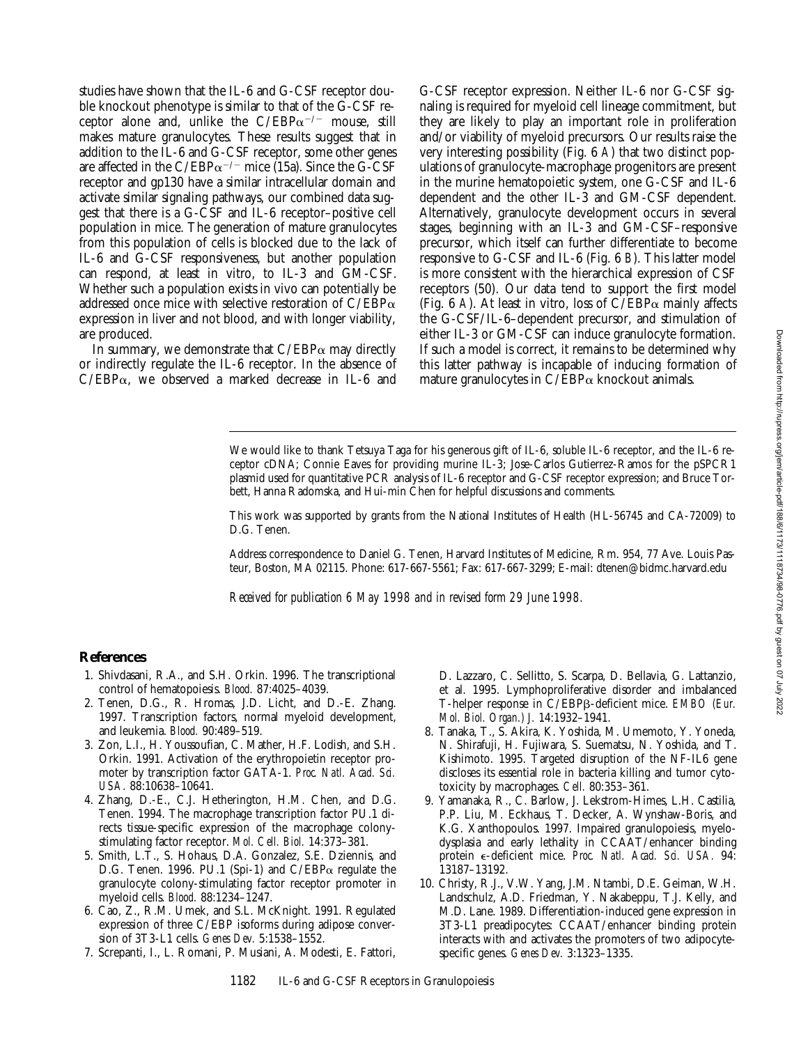studies have shown that the IL-6 and G-CSF receptor double knockout phenotype is similar to that of the G-CSF receptor alone and, unlike the C/EBPα$^{-/-}$ mouse, still makes mature granulocytes. These results suggest that in addition to the IL-6 and G-CSF receptor, some other genes are affected in the C/EBPα$^{-/-}$ mice (15a). Since the G-CSF receptor and gp130 have a similar intracellular domain and activate similar signaling pathways, our combined data suggest that there is a G-CSF and IL-6 receptor–positive cell population in mice. The generation of mature granulocytes from this population of cells is blocked due to the lack of IL-6 and G-CSF responsiveness, but another population can respond, at least in vitro, to IL-3 and GM-CSF. Whether such a population exists in vivo can potentially be addressed once mice with selective restoration of C/EBPα expression in liver and not blood, and with longer viability, are produced.

In summary, we demonstrate that C/EBPα may directly or indirectly regulate the IL-6 receptor. In the absence of C/EBPα, we observed a marked decrease in IL-6 and G-CSF receptor expression. Neither IL-6 nor G-CSF signaling is required for myeloid cell lineage commitment, but they are likely to play an important role in proliferation and/or viability of myeloid precursors. Our results raise the very interesting possibility (Fig. 6 *A*) that two distinct populations of granulocyte-macrophage progenitors are present in the murine hematopoietic system, one G-CSF and IL-6 dependent and the other IL-3 and GM-CSF dependent. Alternatively, granulocyte development occurs in several stages, beginning with an IL-3 and GM-CSF–responsive precursor, which itself can further differentiate to become responsive to G-CSF and IL-6 (Fig. 6 *B*). This latter model is more consistent with the hierarchical expression of CSF receptors (50). Our data tend to support the first model (Fig. 6 *A*). At least in vitro, loss of C/EBPα mainly affects the G-CSF/IL-6–dependent precursor, and stimulation of either IL-3 or GM-CSF can induce granulocyte formation. If such a model is correct, it remains to be determined why this latter pathway is incapable of inducing formation of mature granulocytes in C/EBPα knockout animals.

We would like to thank Tetsuya Taga for his generous gift of IL-6, soluble IL-6 receptor, and the IL-6 receptor cDNA; Connie Eaves for providing murine IL-3; Jose-Carlos Gutierrez-Ramos for the pSPCR1 plasmid used for quantitative PCR analysis of IL-6 receptor and G-CSF receptor expression; and Bruce Torbett, Hanna Radomska, and Hui-min Chen for helpful discussions and comments.

This work was supported by grants from the National Institutes of Health (HL-56745 and CA-72009) to D.G. Tenen.

Address correspondence to Daniel G. Tenen, Harvard Institutes of Medicine, Rm. 954, 77 Ave. Louis Pasteur, Boston, MA 02115. Phone: 617-667-5561; Fax: 617-667-3299; E-mail: dtenen@bidmc.harvard.edu

*Received for publication 6 May 1998 and in revised form 29 June 1998.*

## References

1. Shivdasani, R.A., and S.H. Orkin. 1996. The transcriptional control of hematopoiesis. *Blood.* 87:4025–4039.
2. Tenen, D.G., R. Hromas, J.D. Licht, and D.-E. Zhang. 1997. Transcription factors, normal myeloid development, and leukemia. *Blood.* 90:489–519.
3. Zon, L.I., H. Youssoufian, C. Mather, H.F. Lodish, and S.H. Orkin. 1991. Activation of the erythropoietin receptor promoter by transcription factor GATA-1. *Proc. Natl. Acad. Sci. USA.* 88:10638–10641.
4. Zhang, D.-E., C.J. Hetherington, H.M. Chen, and D.G. Tenen. 1994. The macrophage transcription factor PU.1 directs tissue-specific expression of the macrophage colony-stimulating factor receptor. *Mol. Cell. Biol.* 14:373–381.
5. Smith, L.T., S. Hohaus, D.A. Gonzalez, S.E. Dziennis, and D.G. Tenen. 1996. PU.1 (Spi-1) and C/EBPα regulate the granulocyte colony-stimulating factor receptor promoter in myeloid cells. *Blood.* 88:1234–1247.
6. Cao, Z., R.M. Umek, and S.L. McKnight. 1991. Regulated expression of three C/EBP isoforms during adipose conversion of 3T3-L1 cells. *Genes Dev.* 5:1538–1552.
7. Screpanti, I., L. Romani, P. Musiani, A. Modesti, E. Fattori, D. Lazzaro, C. Sellitto, S. Scarpa, D. Bellavia, G. Lattanzio, et al. 1995. Lymphoproliferative disorder and imbalanced T-helper response in C/EBPβ-deficient mice. *EMBO (Eur. Mol. Biol. Organ.) J.* 14:1932–1941.
8. Tanaka, T., S. Akira, K. Yoshida, M. Umemoto, Y. Yoneda, N. Shirafuji, H. Fujiwara, S. Suematsu, N. Yoshida, and T. Kishimoto. 1995. Targeted disruption of the NF-IL6 gene discloses its essential role in bacteria killing and tumor cytotoxicity by macrophages. *Cell.* 80:353–361.
9. Yamanaka, R., C. Barlow, J. Lekstrom-Himes, L.H. Castilia, P.P. Liu, M. Eckhaus, T. Decker, A. Wynshaw-Boris, and K.G. Xanthopoulos. 1997. Impaired granulopoiesis, myelodysplasia and early lethality in CCAAT/enhancer binding protein ε-deficient mice. *Proc. Natl. Acad. Sci. USA.* 94:13187–13192.
10. Christy, R.J., V.W. Yang, J.M. Ntambi, D.E. Geiman, W.H. Landschulz, A.D. Friedman, Y. Nakabeppu, T.J. Kelly, and M.D. Lane. 1989. Differentiation-induced gene expression in 3T3-L1 preadipocytes: CCAAT/enhancer binding protein interacts with and activates the promoters of two adipocyte-specific genes. *Genes Dev.* 3:1323–1335.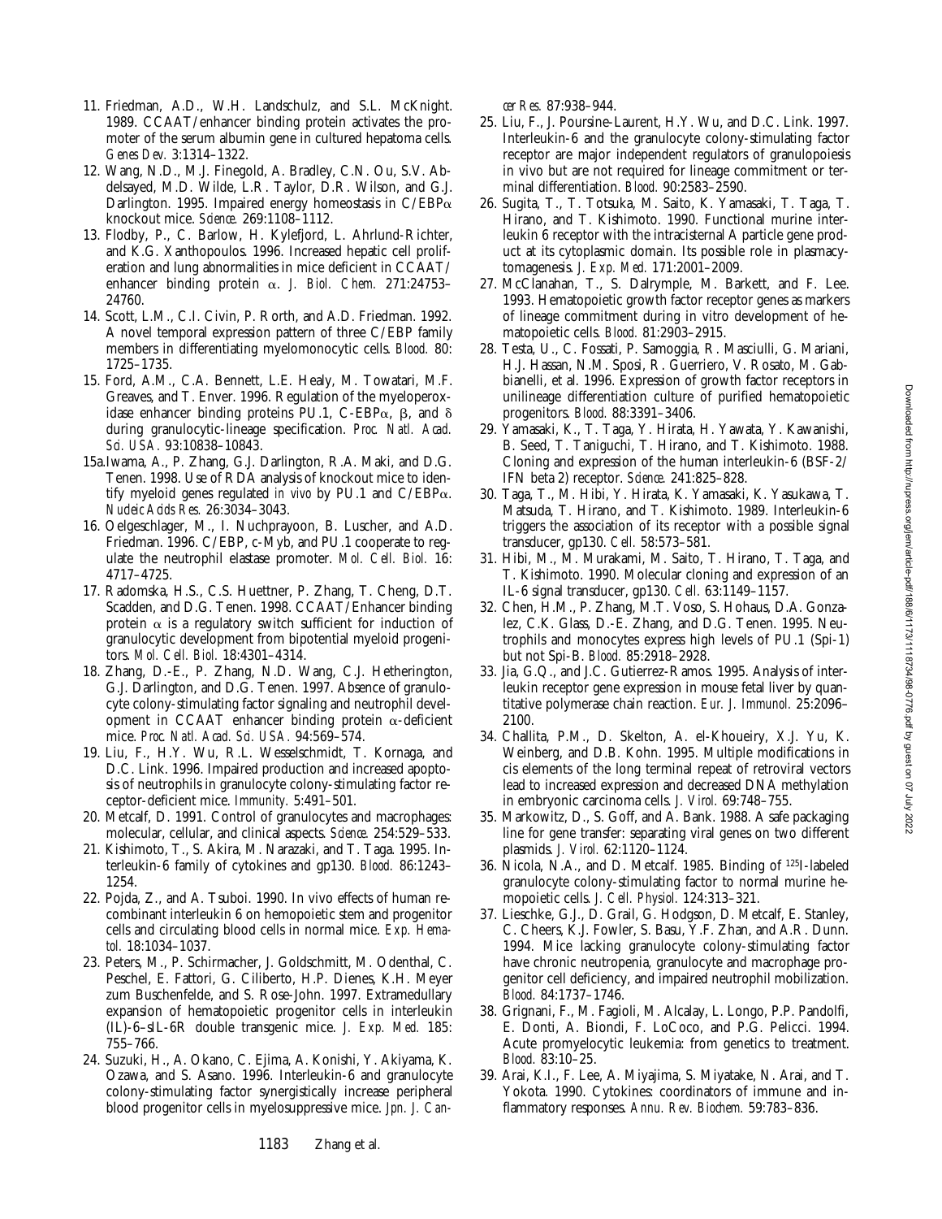11. Friedman, A.D., W.H. Landschulz, and S.L. McKnight. 1989. CCAAT/enhancer binding protein activates the promoter of the serum albumin gene in cultured hepatoma cells. *Genes Dev.* 3:1314–1322.

12. Wang, N.D., M.J. Finegold, A. Bradley, C.N. Ou, S.V. Abdelsayed, M.D. Wilde, L.R. Taylor, D.R. Wilson, and G.J. Darlington. 1995. Impaired energy homeostasis in C/EBPα knockout mice. *Science.* 269:1108–1112.

13. Flodby, P., C. Barlow, H. Kylefjord, L. Ahrlund-Richter, and K.G. Xanthopoulos. 1996. Increased hepatic cell proliferation and lung abnormalities in mice deficient in CCAAT/enhancer binding protein α. *J. Biol. Chem.* 271:24753–24760.

14. Scott, L.M., C.I. Civin, P. Rorth, and A.D. Friedman. 1992. A novel temporal expression pattern of three C/EBP family members in differentiating myelomonocytic cells. *Blood.* 80:1725–1735.

15. Ford, A.M., C.A. Bennett, L.E. Healy, M. Towatari, M.F. Greaves, and T. Enver. 1996. Regulation of the myeloperoxidase enhancer binding proteins PU.1, C-EBPα, β, and δ during granulocytic-lineage specification. *Proc. Natl. Acad. Sci. USA.* 93:10838–10843.

15a. Iwama, A., P. Zhang, G.J. Darlington, R.A. Maki, and D.G. Tenen. 1998. Use of RDA analysis of knockout mice to identify myeloid genes regulated *in vivo* by PU.1 and C/EBPα. *Nucleic Acids Res.* 26:3034–3043.

16. Oelgeschlager, M., I. Nuchprayoon, B. Luscher, and A.D. Friedman. 1996. C/EBP, c-Myb, and PU.1 cooperate to regulate the neutrophil elastase promoter. *Mol. Cell. Biol.* 16:4717–4725.

17. Radomska, H.S., C.S. Huettner, P. Zhang, T. Cheng, D.T. Scadden, and D.G. Tenen. 1998. CCAAT/Enhancer binding protein α is a regulatory switch sufficient for induction of granulocytic development from bipotential myeloid progenitors. *Mol. Cell. Biol.* 18:4301–4314.

18. Zhang, D.-E., P. Zhang, N.D. Wang, C.J. Hetherington, G.J. Darlington, and D.G. Tenen. 1997. Absence of granulocyte colony-stimulating factor signaling and neutrophil development in CCAAT enhancer binding protein α-deficient mice. *Proc. Natl. Acad. Sci. USA.* 94:569–574.

19. Liu, F., H.Y. Wu, R.L. Wesselschmidt, T. Kornaga, and D.C. Link. 1996. Impaired production and increased apoptosis of neutrophils in granulocyte colony-stimulating factor receptor-deficient mice. *Immunity.* 5:491–501.

20. Metcalf, D. 1991. Control of granulocytes and macrophages: molecular, cellular, and clinical aspects. *Science.* 254:529–533.

21. Kishimoto, T., S. Akira, M. Narazaki, and T. Taga. 1995. Interleukin-6 family of cytokines and gp130. *Blood.* 86:1243–1254.

22. Pojda, Z., and A. Tsuboi. 1990. In vivo effects of human recombinant interleukin 6 on hemopoietic stem and progenitor cells and circulating blood cells in normal mice. *Exp. Hematol.* 18:1034–1037.

23. Peters, M., P. Schirmacher, J. Goldschmitt, M. Odenthal, C. Peschel, E. Fattori, G. Ciliberto, H.P. Dienes, K.H. Meyer zum Buschenfelde, and S. Rose-John. 1997. Extramedullary expansion of hematopoietic progenitor cells in interleukin (IL)-6–sIL-6R double transgenic mice. *J. Exp. Med.* 185:755–766.

24. Suzuki, H., A. Okano, C. Ejima, A. Konishi, Y. Akiyama, K. Ozawa, and S. Asano. 1996. Interleukin-6 and granulocyte colony-stimulating factor synergistically increase peripheral blood progenitor cells in myelosuppressive mice. *Jpn. J. Cancer Res.* 87:938–944.

25. Liu, F., J. Poursine-Laurent, H.Y. Wu, and D.C. Link. 1997. Interleukin-6 and the granulocyte colony-stimulating factor receptor are major independent regulators of granulopoiesis in vivo but are not required for lineage commitment or terminal differentiation. *Blood.* 90:2583–2590.

26. Sugita, T., T. Totsuka, M. Saito, K. Yamasaki, T. Taga, T. Hirano, and T. Kishimoto. 1990. Functional murine interleukin 6 receptor with the intracisternal A particle gene product at its cytoplasmic domain. Its possible role in plasmacytomagenesis. *J. Exp. Med.* 171:2001–2009.

27. McClanahan, T., S. Dalrymple, M. Barkett, and F. Lee. 1993. Hematopoietic growth factor receptor genes as markers of lineage commitment during in vitro development of hematopoietic cells. *Blood.* 81:2903–2915.

28. Testa, U., C. Fossati, P. Samoggia, R. Masciulli, G. Mariani, H.J. Hassan, N.M. Sposi, R. Guerriero, V. Rosato, M. Gabbianelli, et al. 1996. Expression of growth factor receptors in unilineage differentiation culture of purified hematopoietic progenitors. *Blood.* 88:3391–3406.

29. Yamasaki, K., T. Taga, Y. Hirata, H. Yawata, Y. Kawanishi, B. Seed, T. Taniguchi, T. Hirano, and T. Kishimoto. 1988. Cloning and expression of the human interleukin-6 (BSF-2/IFN beta 2) receptor. *Science.* 241:825–828.

30. Taga, T., M. Hibi, Y. Hirata, K. Yamasaki, K. Yasukawa, T. Matsuda, T. Hirano, and T. Kishimoto. 1989. Interleukin-6 triggers the association of its receptor with a possible signal transducer, gp130. *Cell.* 58:573–581.

31. Hibi, M., M. Murakami, M. Saito, T. Hirano, T. Taga, and T. Kishimoto. 1990. Molecular cloning and expression of an IL-6 signal transducer, gp130. *Cell.* 63:1149–1157.

32. Chen, H.M., P. Zhang, M.T. Voso, S. Hohaus, D.A. Gonzalez, C.K. Glass, D.-E. Zhang, and D.G. Tenen. 1995. Neutrophils and monocytes express high levels of PU.1 (Spi-1) but not Spi-B. *Blood.* 85:2918–2928.

33. Jia, G.Q., and J.C. Gutierrez-Ramos. 1995. Analysis of interleukin receptor gene expression in mouse fetal liver by quantitative polymerase chain reaction. *Eur. J. Immunol.* 25:2096–2100.

34. Challita, P.M., D. Skelton, A. el-Khoueiry, X.J. Yu, K. Weinberg, and D.B. Kohn. 1995. Multiple modifications in cis elements of the long terminal repeat of retroviral vectors lead to increased expression and decreased DNA methylation in embryonic carcinoma cells. *J. Virol.* 69:748–755.

35. Markowitz, D., S. Goff, and A. Bank. 1988. A safe packaging line for gene transfer: separating viral genes on two different plasmids. *J. Virol.* 62:1120–1124.

36. Nicola, N.A., and D. Metcalf. 1985. Binding of $^{125}$I-labeled granulocyte colony-stimulating factor to normal murine hemopoietic cells. *J. Cell. Physiol.* 124:313–321.

37. Lieschke, G.J., D. Grail, G. Hodgson, D. Metcalf, E. Stanley, C. Cheers, K.J. Fowler, S. Basu, Y.F. Zhan, and A.R. Dunn. 1994. Mice lacking granulocyte colony-stimulating factor have chronic neutropenia, granulocyte and macrophage progenitor cell deficiency, and impaired neutrophil mobilization. *Blood.* 84:1737–1746.

38. Grignani, F., M. Fagioli, M. Alcalay, L. Longo, P.P. Pandolfi, E. Donti, A. Biondi, F. LoCoco, and P.G. Pelicci. 1994. Acute promyelocytic leukemia: from genetics to treatment. *Blood.* 83:10–25.

39. Arai, K.I., F. Lee, A. Miyajima, S. Miyatake, N. Arai, and T. Yokota. 1990. Cytokines: coordinators of immune and inflammatory responses. *Annu. Rev. Biochem.* 59:783–836.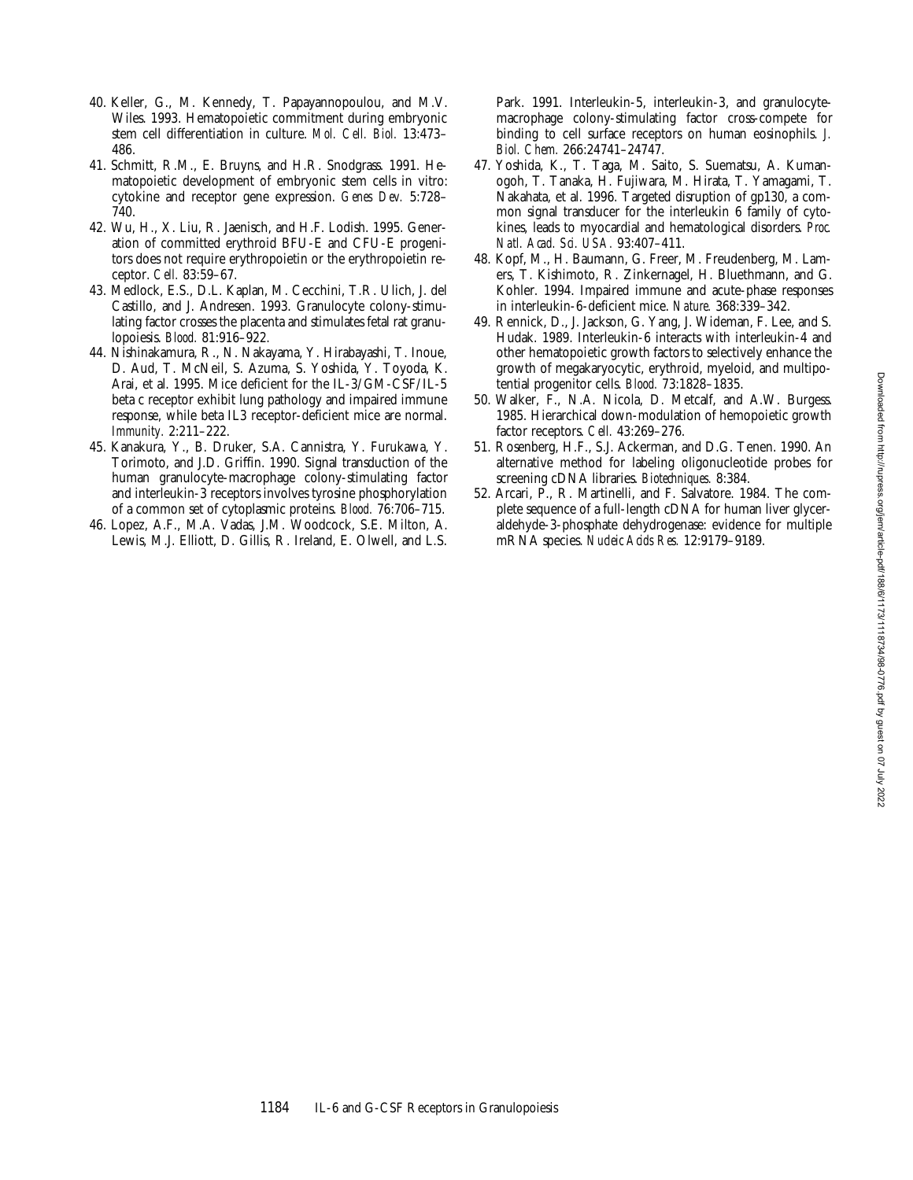40. Keller, G., M. Kennedy, T. Papayannopoulou, and M.V. Wiles. 1993. Hematopoietic commitment during embryonic stem cell differentiation in culture. *Mol. Cell. Biol.* 13:473–486.
41. Schmitt, R.M., E. Bruyns, and H.R. Snodgrass. 1991. Hematopoietic development of embryonic stem cells in vitro: cytokine and receptor gene expression. *Genes Dev.* 5:728–740.
42. Wu, H., X. Liu, R. Jaenisch, and H.F. Lodish. 1995. Generation of committed erythroid BFU-E and CFU-E progenitors does not require erythropoietin or the erythropoietin receptor. *Cell.* 83:59–67.
43. Medlock, E.S., D.L. Kaplan, M. Cecchini, T.R. Ulich, J. del Castillo, and J. Andresen. 1993. Granulocyte colony-stimulating factor crosses the placenta and stimulates fetal rat granulopoiesis. *Blood.* 81:916–922.
44. Nishinakamura, R., N. Nakayama, Y. Hirabayashi, T. Inoue, D. Aud, T. McNeil, S. Azuma, S. Yoshida, Y. Toyoda, K. Arai, et al. 1995. Mice deficient for the IL-3/GM-CSF/IL-5 beta c receptor exhibit lung pathology and impaired immune response, while beta IL3 receptor-deficient mice are normal. *Immunity.* 2:211–222.
45. Kanakura, Y., B. Druker, S.A. Cannistra, Y. Furukawa, Y. Torimoto, and J.D. Griffin. 1990. Signal transduction of the human granulocyte-macrophage colony-stimulating factor and interleukin-3 receptors involves tyrosine phosphorylation of a common set of cytoplasmic proteins. *Blood.* 76:706–715.
46. Lopez, A.F., M.A. Vadas, J.M. Woodcock, S.E. Milton, A. Lewis, M.J. Elliott, D. Gillis, R. Ireland, E. Olwell, and L.S. Park. 1991. Interleukin-5, interleukin-3, and granulocyte-macrophage colony-stimulating factor cross-compete for binding to cell surface receptors on human eosinophils. *J. Biol. Chem.* 266:24741–24747.
47. Yoshida, K., T. Taga, M. Saito, S. Suematsu, A. Kumanogoh, T. Tanaka, H. Fujiwara, M. Hirata, T. Yamagami, T. Nakahata, et al. 1996. Targeted disruption of gp130, a common signal transducer for the interleukin 6 family of cytokines, leads to myocardial and hematological disorders. *Proc. Natl. Acad. Sci. USA.* 93:407–411.
48. Kopf, M., H. Baumann, G. Freer, M. Freudenberg, M. Lamers, T. Kishimoto, R. Zinkernagel, H. Bluethmann, and G. Kohler. 1994. Impaired immune and acute-phase responses in interleukin-6-deficient mice. *Nature.* 368:339–342.
49. Rennick, D., J. Jackson, G. Yang, J. Wideman, F. Lee, and S. Hudak. 1989. Interleukin-6 interacts with interleukin-4 and other hematopoietic growth factors to selectively enhance the growth of megakaryocytic, erythroid, myeloid, and multipotential progenitor cells. *Blood.* 73:1828–1835.
50. Walker, F., N.A. Nicola, D. Metcalf, and A.W. Burgess. 1985. Hierarchical down-modulation of hemopoietic growth factor receptors. *Cell.* 43:269–276.
51. Rosenberg, H.F., S.J. Ackerman, and D.G. Tenen. 1990. An alternative method for labeling oligonucleotide probes for screening cDNA libraries. *Biotechniques.* 8:384.
52. Arcari, P., R. Martinelli, and F. Salvatore. 1984. The complete sequence of a full-length cDNA for human liver glyceraldehyde-3-phosphate dehydrogenase: evidence for multiple mRNA species. *Nucleic Acids Res.* 12:9179–9189.